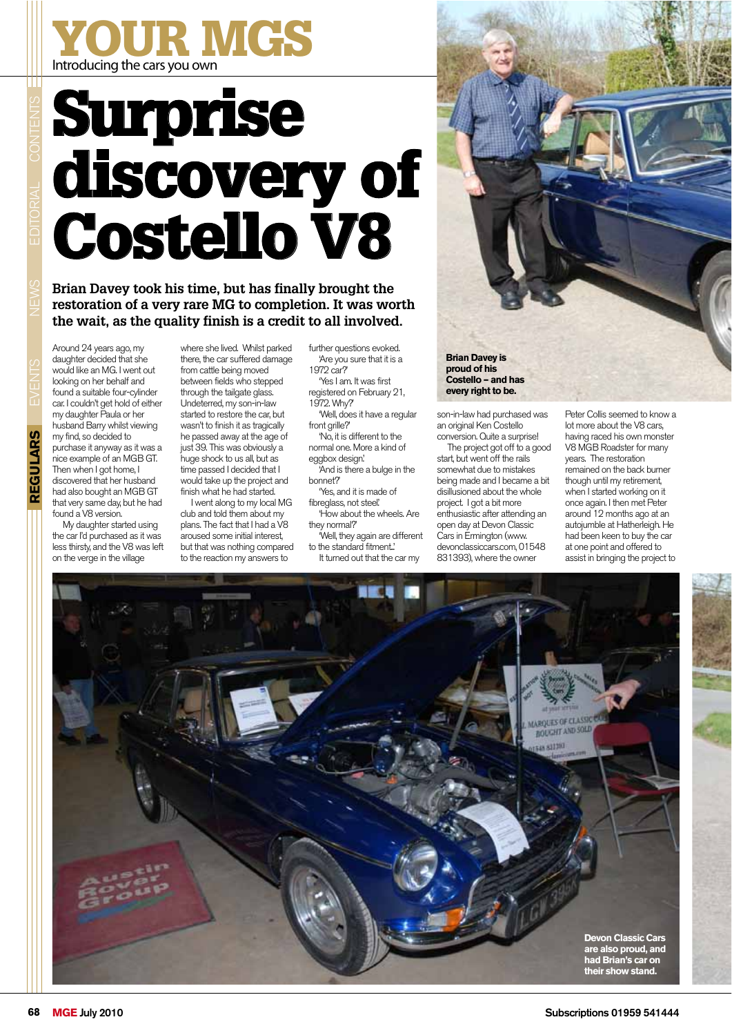# YOUR MGS

Introducing the cars you own

# Surprise discovery of Costello V8

**Brian Davey took his time, but has finally brought the restoration of a very rare MG to completion. It was worth the wait, as the quality finish is a credit to all involved.**

**Brian Davey is proud of his Costello – and has every right to be.**

Around 24 years ago, my daughter decided that she would like an MG. I went out looking on her behalf and found a suitable four-cylinder car. I couldn't get hold of either my daughter Paula or her husband Barry whilst viewing my find, so decided to purchase it anyway as it was a nice example of an MGB GT. Then when I got home, I discovered that her husband had also bought an MGB GT that very same day, but he had found a V8 version.

My daughter started using the car I'd purchased as it was less thirsty, and the V8 was left on the verge in the village where she lived. Whilst parked there, the car suffered damage from cattle being moved between fields who stepped through the tailgate glass. Undeterred, my son-in-law started to restore the car, but wasn't to finish it as tragically he passed away at the age of just 39. This was obviously a huge shock to us all, but as time passed I decided that I would take up the project and finish what he had started.

I went along to my local MG club and told them about my plans. The fact that I had a V8 aroused some initial interest, but that was nothing compared to the reaction my answers to further questions evoked.

'Are you sure that it is a 1972 car?'

'Yes I am. It was first registered on February 21, 1972. Why?'

'Well, does it have a regular front grille?'

'No, it is different to the normal one. More a kind of eggbox design.'

'And is there a bulge in the bonnet?'

'Yes, and it is made of fibreglass, not steel.'

'How about the wheels. Are they normal?'

'Well, they again are different to the standard fitment.'

It turned out that the car my son-in-law had purchased was an original Ken Costello conversion. Quite a surprise!

The project got off to a good start, but went off the rails somewhat due to mistakes being made and I became a bit disillusioned about the whole project. I got a bit more enthusiastic after attending an open day at Devon Classic Cars in Ermington (www.devonclassiccars.com, 01548 831393), where the owner Peter Collis seemed to know a lot more about the V8 cars, having raced his own monster V8 MGB Roadster for many years. The restoration remained on the back burner though until my retirement, when I started working on it once again. I then met Peter around 12 months ago at an autojumble at Hatherleigh. He had been keen to buy the car at one point and offered to assist in bringing the project to

**Devon Classic Cars are also proud, and had Brian's car on their show stand.**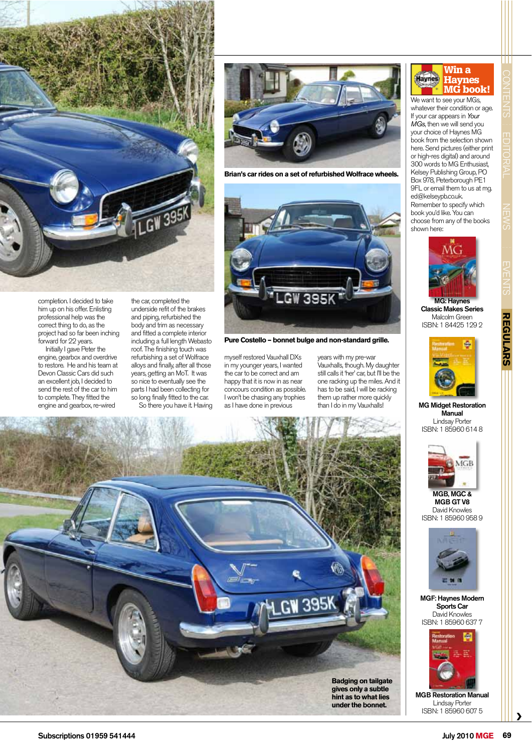completion. I decided to take him up on his offer. Enlisting professional help was the correct thing to do, as the project had so far been inching forward for 22 years.

Initially I gave Peter the engine, gearbox and overdrive to restore. He and his team at Devon Classic Cars did such an excellent job, I decided to send the rest of the car to him to complete. They fitted the engine and gearbox, re-wired the car, completed the underside refit of the brakes and piping, refurbished the body and trim as necessary and fitted a complete interior including a full length Webasto roof. The finishing touch was refurbishing a set of Wolfrace alloys and finally, after all those years, getting an MoT. It was so nice to eventually see the parts I had been collecting for so long finally fitted to the car.

So there you have it. Having myself restored Vauxhall DXs in my younger years, I wanted the car to be correct and am happy that it is now in as near concours condition as possible. I won't be chasing any trophies as I have done in previous years with my pre-war Vauxhalls, though. My daughter still calls it 'her' car, but I'll be the one racking up the miles. And it has to be said, I will be racking them up rather more quickly than I do in my Vauxhalls!

Brian's car rides on a set of refurbished Wolfrace wheels.

Pure Costello – bonnet bulge and non-standard grille.

Badging on tailgate gives only a subtle hint as to what lies under the bonnet.

## Win a Haynes MG book!

We want to see your MGs, whatever their condition or age. If your car appears in *Your MGs*, then we will send you your choice of Haynes MG book from the selection shown here. Send pictures (either print or high-res digital) and around 300 words to MG Enthusiast, Kelsey Publishing Group, PO Box 978, Peterborough PE1 9FL or email them to us at mg.ed@kelseypb.co.uk. Remember to specify which book you'd like. You can choose from any of the books shown here:

**MG: Haynes Classic Makes Series**
Malcolm Green
ISBN: 1 84425 129 2

**MG Midget Restoration Manual**
Lindsay Porter
ISBN: 1 85960 614 8

**MGB, MGC & MGB GT V8**
David Knowles
ISBN: 1 85960 958 9

**MGF: Haynes Modern Sports Car**
David Knowles
ISBN: 1 85960 637 7

**MGB Restoration Manual**
Lindsay Porter
ISBN: 1 85960 607 5